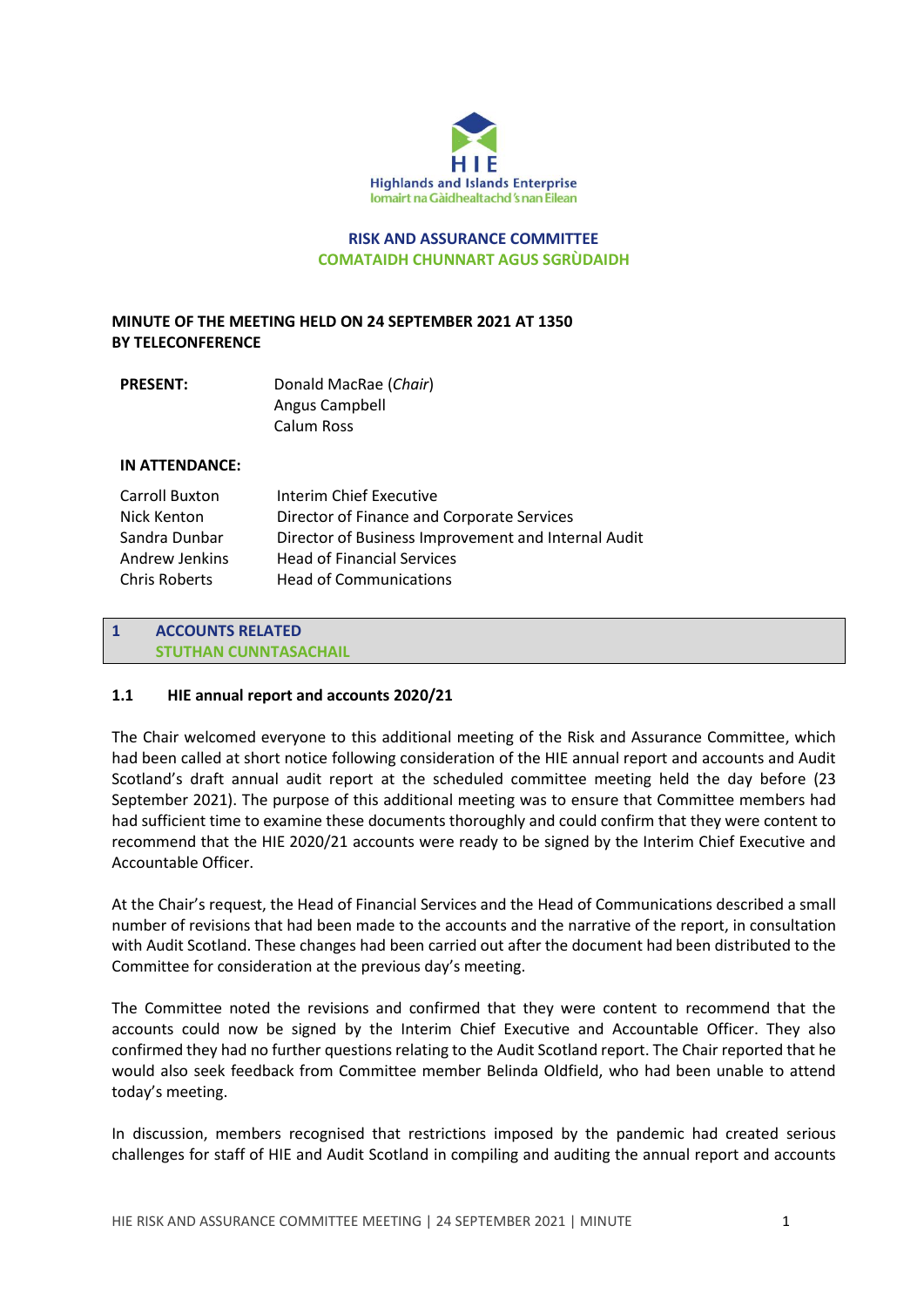Highlands and Islands Enterprise
Iomairt na Gàidhealtachd 's nan Eilean

# RISK AND ASSURANCE COMMITTEE
# COMATAIDH CHUNNART AGUS SGRÙDAIDH

**MINUTE OF THE MEETING HELD ON 24 SEPTEMBER 2021 AT 1350**
**BY TELECONFERENCE**

| | |
|---|---|
| **PRESENT:** | Donald MacRae (*Chair*) |
| | Angus Campbell |
| | Calum Ross |

**IN ATTENDANCE:**

| | |
|---|---|
| Carroll Buxton | Interim Chief Executive |
| Nick Kenton | Director of Finance and Corporate Services |
| Sandra Dunbar | Director of Business Improvement and Internal Audit |
| Andrew Jenkins | Head of Financial Services |
| Chris Roberts | Head of Communications |

## 1 ACCOUNTS RELATED
## STUTHAN CUNNTASACHAIL

### 1.1 HIE annual report and accounts 2020/21

The Chair welcomed everyone to this additional meeting of the Risk and Assurance Committee, which had been called at short notice following consideration of the HIE annual report and accounts and Audit Scotland's draft annual audit report at the scheduled committee meeting held the day before (23 September 2021). The purpose of this additional meeting was to ensure that Committee members had had sufficient time to examine these documents thoroughly and could confirm that they were content to recommend that the HIE 2020/21 accounts were ready to be signed by the Interim Chief Executive and Accountable Officer.

At the Chair's request, the Head of Financial Services and the Head of Communications described a small number of revisions that had been made to the accounts and the narrative of the report, in consultation with Audit Scotland. These changes had been carried out after the document had been distributed to the Committee for consideration at the previous day's meeting.

The Committee noted the revisions and confirmed that they were content to recommend that the accounts could now be signed by the Interim Chief Executive and Accountable Officer. They also confirmed they had no further questions relating to the Audit Scotland report. The Chair reported that he would also seek feedback from Committee member Belinda Oldfield, who had been unable to attend today's meeting.

In discussion, members recognised that restrictions imposed by the pandemic had created serious challenges for staff of HIE and Audit Scotland in compiling and auditing the annual report and accounts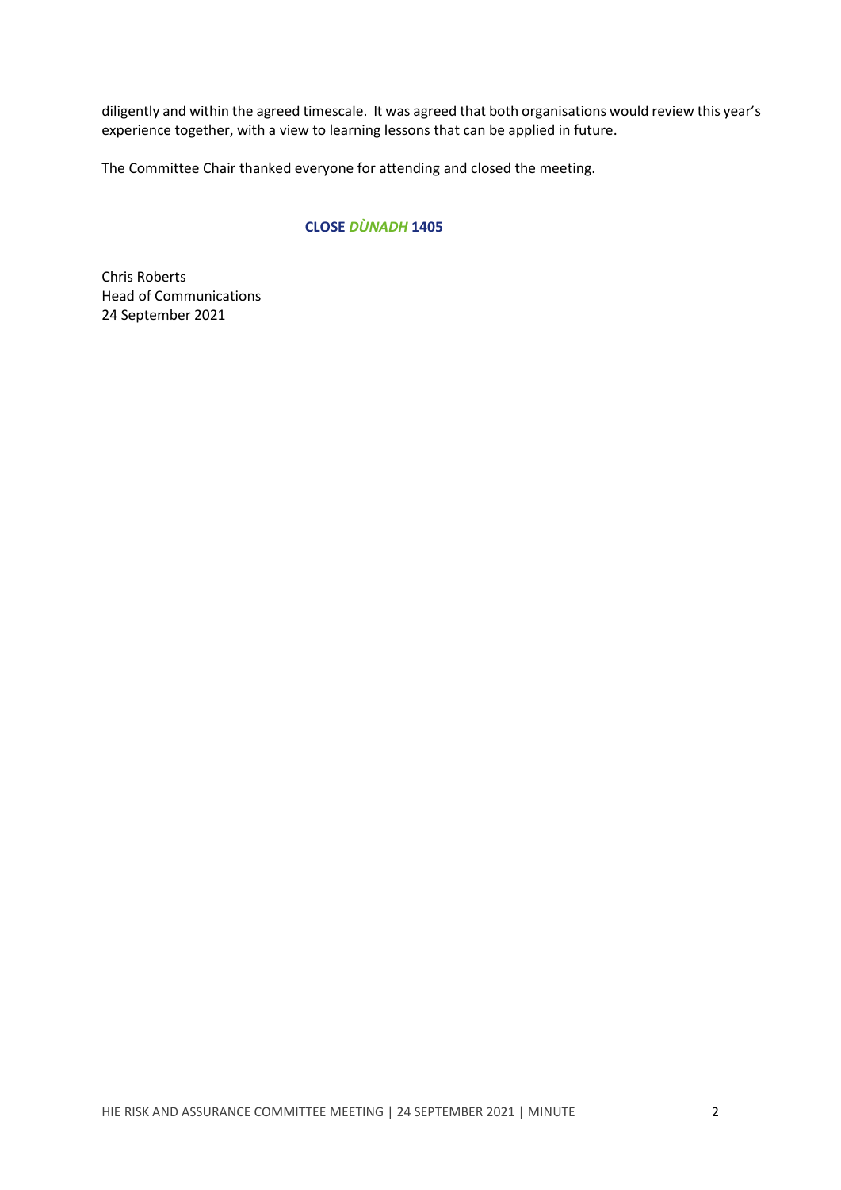diligently and within the agreed timescale. It was agreed that both organisations would review this year's experience together, with a view to learning lessons that can be applied in future.

The Committee Chair thanked everyone for attending and closed the meeting.

**CLOSE *DÙNADH* 1405**

Chris Roberts
Head of Communications
24 September 2021